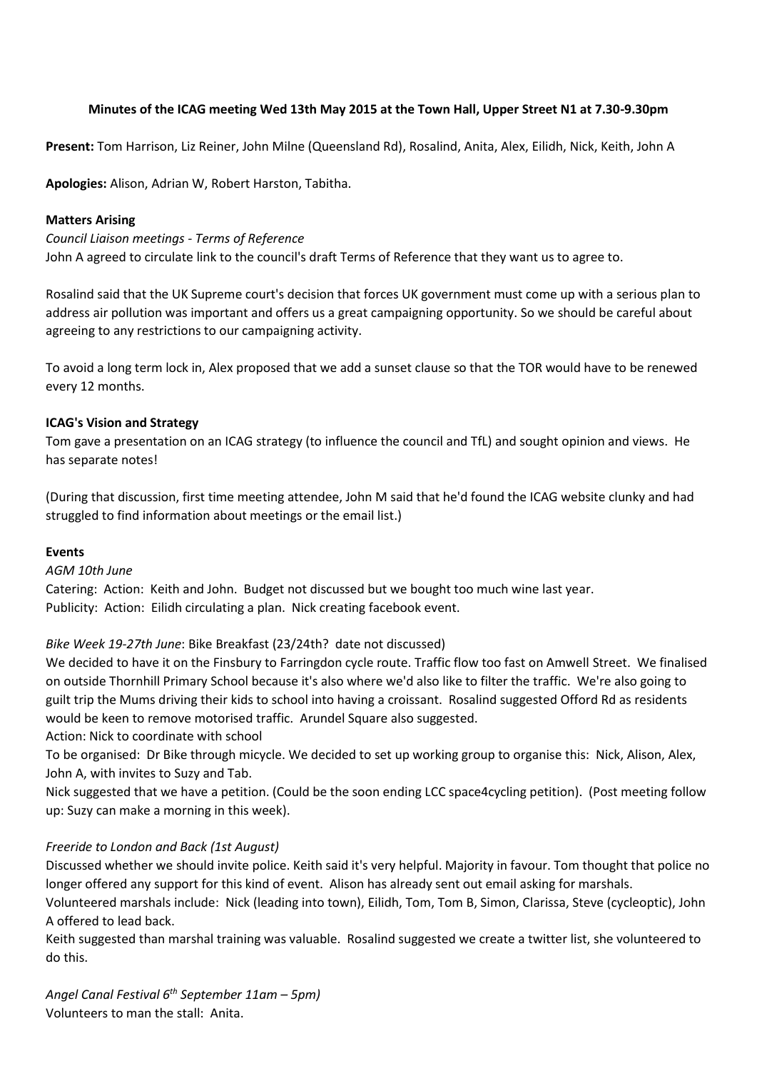**Minutes of the ICAG meeting Wed 13th May 2015 at the Town Hall, Upper Street N1 at 7.30-9.30pm**

**Present:** Tom Harrison, Liz Reiner, John Milne (Queensland Rd), Rosalind, Anita, Alex, Eilidh, Nick, Keith, John A

**Apologies:** Alison, Adrian W, Robert Harston, Tabitha.

**Matters Arising**

*Council Liaison meetings - Terms of Reference*

John A agreed to circulate link to the council's draft Terms of Reference that they want us to agree to.

Rosalind said that the UK Supreme court's decision that forces UK government must come up with a serious plan to address air pollution was important and offers us a great campaigning opportunity. So we should be careful about agreeing to any restrictions to our campaigning activity.

To avoid a long term lock in, Alex proposed that we add a sunset clause so that the TOR would have to be renewed every 12 months.

**ICAG's Vision and Strategy**

Tom gave a presentation on an ICAG strategy (to influence the council and TfL) and sought opinion and views. He has separate notes!

(During that discussion, first time meeting attendee, John M said that he'd found the ICAG website clunky and had struggled to find information about meetings or the email list.)

**Events**

*AGM 10th June*

Catering: Action: Keith and John. Budget not discussed but we bought too much wine last year.
Publicity: Action: Eilidh circulating a plan. Nick creating facebook event.

*Bike Week 19-27th June*: Bike Breakfast (23/24th? date not discussed)

We decided to have it on the Finsbury to Farringdon cycle route. Traffic flow too fast on Amwell Street. We finalised on outside Thornhill Primary School because it's also where we'd also like to filter the traffic. We're also going to guilt trip the Mums driving their kids to school into having a croissant. Rosalind suggested Offord Rd as residents would be keen to remove motorised traffic. Arundel Square also suggested.

Action: Nick to coordinate with school

To be organised: Dr Bike through micycle. We decided to set up working group to organise this: Nick, Alison, Alex, John A, with invites to Suzy and Tab.

Nick suggested that we have a petition. (Could be the soon ending LCC space4cycling petition). (Post meeting follow up: Suzy can make a morning in this week).

*Freeride to London and Back (1st August)*

Discussed whether we should invite police. Keith said it's very helpful. Majority in favour. Tom thought that police no longer offered any support for this kind of event. Alison has already sent out email asking for marshals.

Volunteered marshals include: Nick (leading into town), Eilidh, Tom, Tom B, Simon, Clarissa, Steve (cycleoptic), John A offered to lead back.

Keith suggested than marshal training was valuable. Rosalind suggested we create a twitter list, she volunteered to do this.

*Angel Canal Festival 6th September 11am – 5pm)*

Volunteers to man the stall: Anita.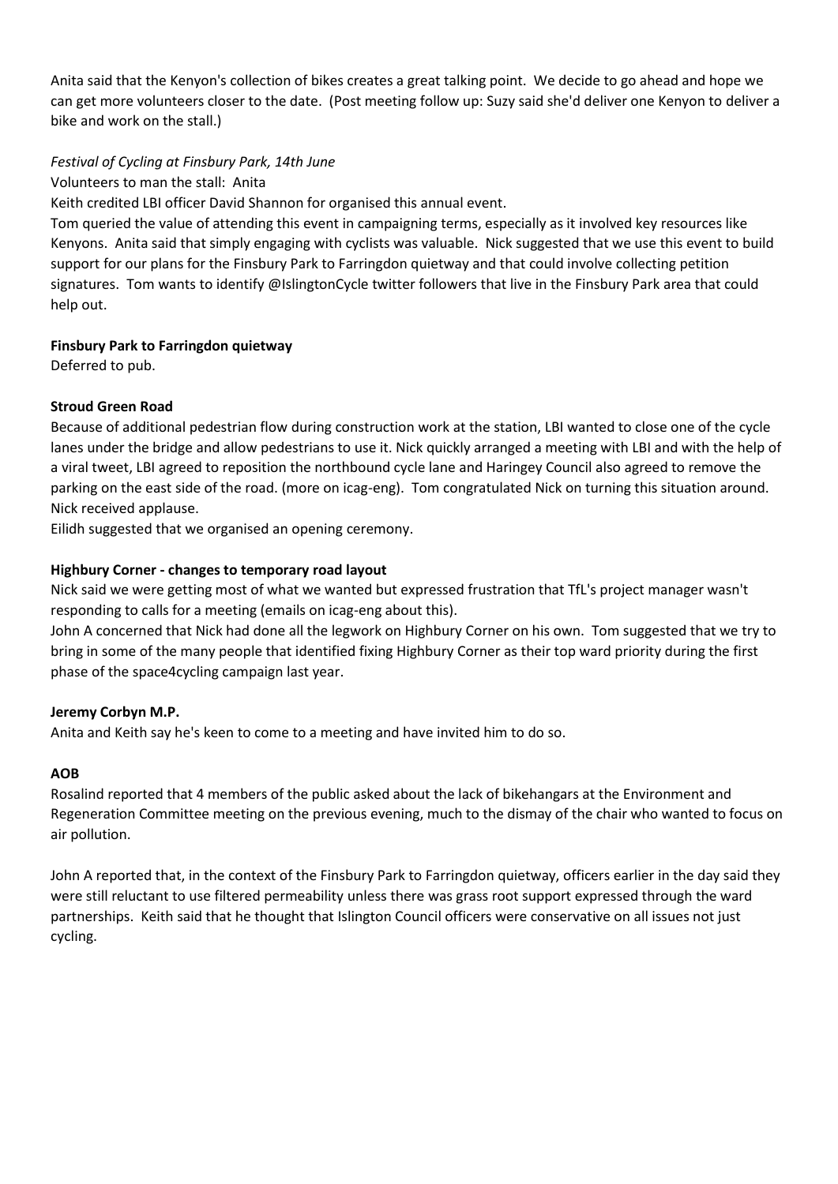Anita said that the Kenyon's collection of bikes creates a great talking point. We decide to go ahead and hope we can get more volunteers closer to the date. (Post meeting follow up: Suzy said she'd deliver one Kenyon to deliver a bike and work on the stall.)

*Festival of Cycling at Finsbury Park, 14th June*

Volunteers to man the stall: Anita

Keith credited LBI officer David Shannon for organised this annual event.

Tom queried the value of attending this event in campaigning terms, especially as it involved key resources like Kenyons. Anita said that simply engaging with cyclists was valuable. Nick suggested that we use this event to build support for our plans for the Finsbury Park to Farringdon quietway and that could involve collecting petition signatures. Tom wants to identify @IslingtonCycle twitter followers that live in the Finsbury Park area that could help out.

**Finsbury Park to Farringdon quietway**

Deferred to pub.

**Stroud Green Road**

Because of additional pedestrian flow during construction work at the station, LBI wanted to close one of the cycle lanes under the bridge and allow pedestrians to use it. Nick quickly arranged a meeting with LBI and with the help of a viral tweet, LBI agreed to reposition the northbound cycle lane and Haringey Council also agreed to remove the parking on the east side of the road. (more on icag-eng). Tom congratulated Nick on turning this situation around. Nick received applause.

Eilidh suggested that we organised an opening ceremony.

**Highbury Corner - changes to temporary road layout**

Nick said we were getting most of what we wanted but expressed frustration that TfL's project manager wasn't responding to calls for a meeting (emails on icag-eng about this).

John A concerned that Nick had done all the legwork on Highbury Corner on his own. Tom suggested that we try to bring in some of the many people that identified fixing Highbury Corner as their top ward priority during the first phase of the space4cycling campaign last year.

**Jeremy Corbyn M.P.**

Anita and Keith say he's keen to come to a meeting and have invited him to do so.

**AOB**

Rosalind reported that 4 members of the public asked about the lack of bikehangars at the Environment and Regeneration Committee meeting on the previous evening, much to the dismay of the chair who wanted to focus on air pollution.

John A reported that, in the context of the Finsbury Park to Farringdon quietway, officers earlier in the day said they were still reluctant to use filtered permeability unless there was grass root support expressed through the ward partnerships. Keith said that he thought that Islington Council officers were conservative on all issues not just cycling.